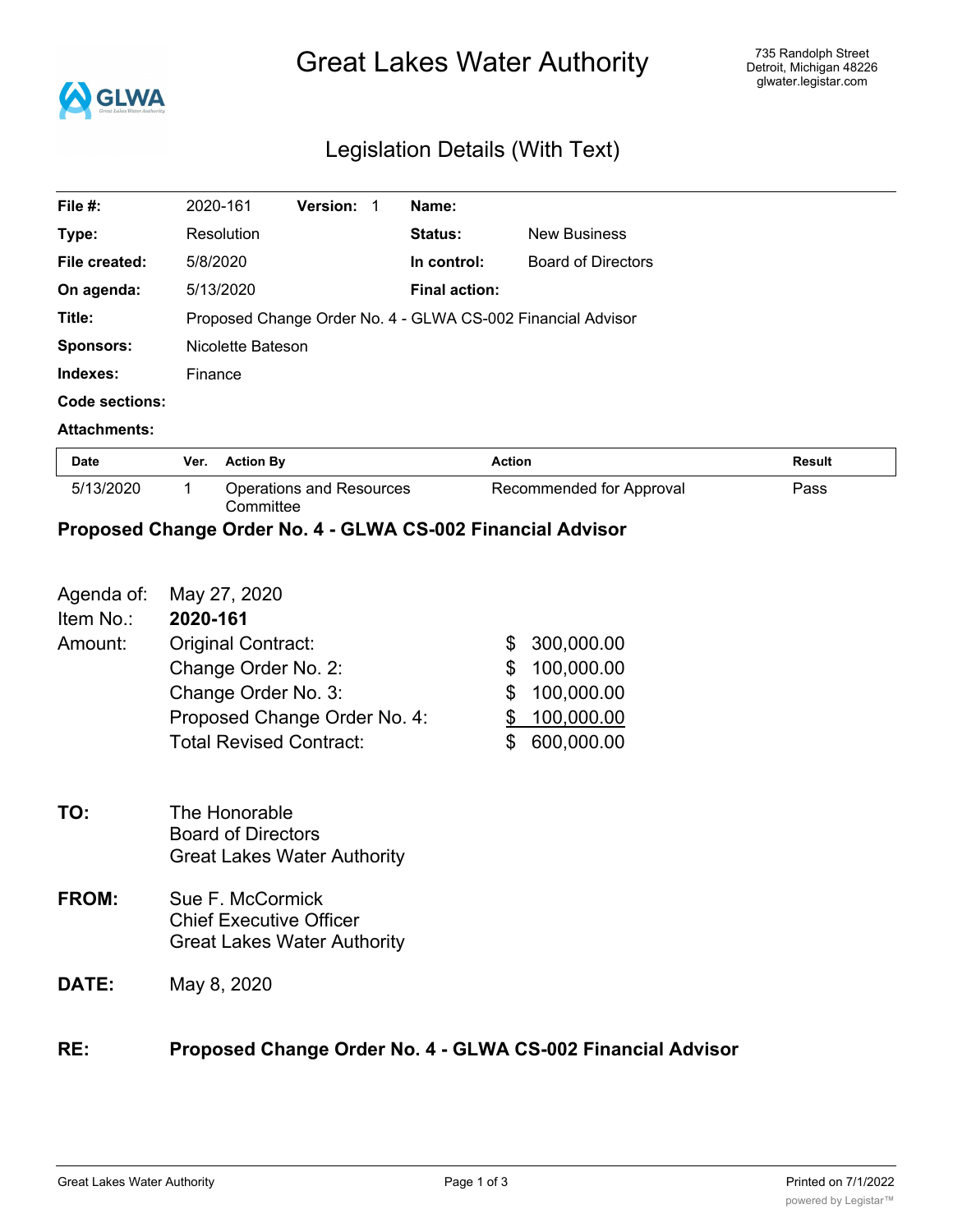# Great Lakes Water Authority

735 Randolph Street
Detroit, Michigan 48226
glwater.legistar.com

## Legislation Details (With Text)

| | | | |
|---|---|---|---|
| **File #:** | 2020-161 **Version:** 1 | **Name:** | |
| **Type:** | Resolution | **Status:** | New Business |
| **File created:** | 5/8/2020 | **In control:** | Board of Directors |
| **On agenda:** | 5/13/2020 | **Final action:** | |
| **Title:** | Proposed Change Order No. 4 - GLWA CS-002 Financial Advisor | | |
| **Sponsors:** | Nicolette Bateson | | |
| **Indexes:** | Finance | | |
| **Code sections:** | | | |
| **Attachments:** | | | |

| Date | Ver. | Action By | Action | Result |
|---|---|---|---|---|
| 5/13/2020 | 1 | Operations and Resources Committee | Recommended for Approval | Pass |

### Proposed Change Order No. 4 - GLWA CS-002 Financial Advisor

Agenda of: May 27, 2020
Item No.: **2020-161**
Amount:

| | |
|---|---|
| Original Contract: | $ 300,000.00 |
| Change Order No. 2: | $ 100,000.00 |
| Change Order No. 3: | $ 100,000.00 |
| Proposed Change Order No. 4: | $ 100,000.00 |
| Total Revised Contract: | $ 600,000.00 |

**TO:** The Honorable
Board of Directors
Great Lakes Water Authority

**FROM:** Sue F. McCormick
Chief Executive Officer
Great Lakes Water Authority

**DATE:** May 8, 2020

**RE: Proposed Change Order No. 4 - GLWA CS-002 Financial Advisor**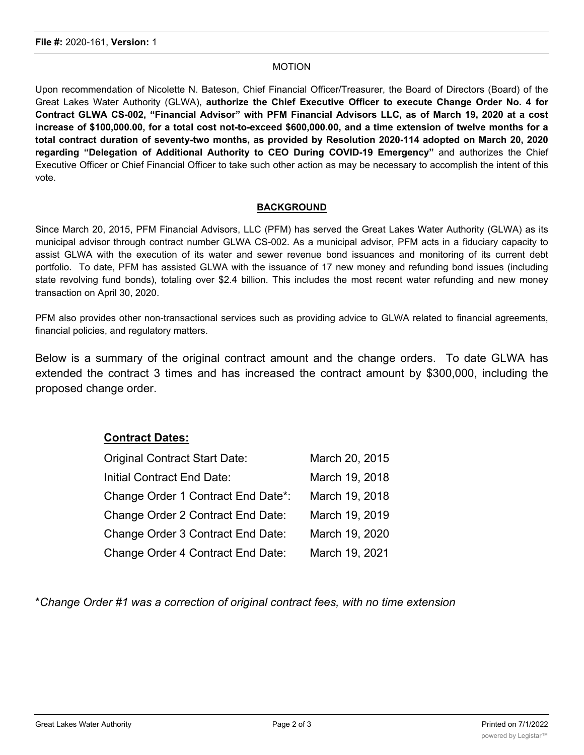**File #:** 2020-161, **Version:** 1

MOTION

Upon recommendation of Nicolette N. Bateson, Chief Financial Officer/Treasurer, the Board of Directors (Board) of the Great Lakes Water Authority (GLWA), **authorize the Chief Executive Officer to execute Change Order No. 4 for Contract GLWA CS-002, "Financial Advisor" with PFM Financial Advisors LLC, as of March 19, 2020 at a cost increase of $100,000.00, for a total cost not-to-exceed $600,000.00, and a time extension of twelve months for a total contract duration of seventy-two months, as provided by Resolution 2020-114 adopted on March 20, 2020 regarding "Delegation of Additional Authority to CEO During COVID-19 Emergency"** and authorizes the Chief Executive Officer or Chief Financial Officer to take such other action as may be necessary to accomplish the intent of this vote.

**BACKGROUND**

Since March 20, 2015, PFM Financial Advisors, LLC (PFM) has served the Great Lakes Water Authority (GLWA) as its municipal advisor through contract number GLWA CS-002. As a municipal advisor, PFM acts in a fiduciary capacity to assist GLWA with the execution of its water and sewer revenue bond issuances and monitoring of its current debt portfolio. To date, PFM has assisted GLWA with the issuance of 17 new money and refunding bond issues (including state revolving fund bonds), totaling over $2.4 billion. This includes the most recent water refunding and new money transaction on April 30, 2020.

PFM also provides other non-transactional services such as providing advice to GLWA related to financial agreements, financial policies, and regulatory matters.

Below is a summary of the original contract amount and the change orders. To date GLWA has extended the contract 3 times and has increased the contract amount by $300,000, including the proposed change order.

**Contract Dates:**

| | |
|---|---|
| Original Contract Start Date: | March 20, 2015 |
| Initial Contract End Date: | March 19, 2018 |
| Change Order 1 Contract End Date*: | March 19, 2018 |
| Change Order 2 Contract End Date: | March 19, 2019 |
| Change Order 3 Contract End Date: | March 19, 2020 |
| Change Order 4 Contract End Date: | March 19, 2021 |

**Change Order #1 was a correction of original contract fees, with no time extension*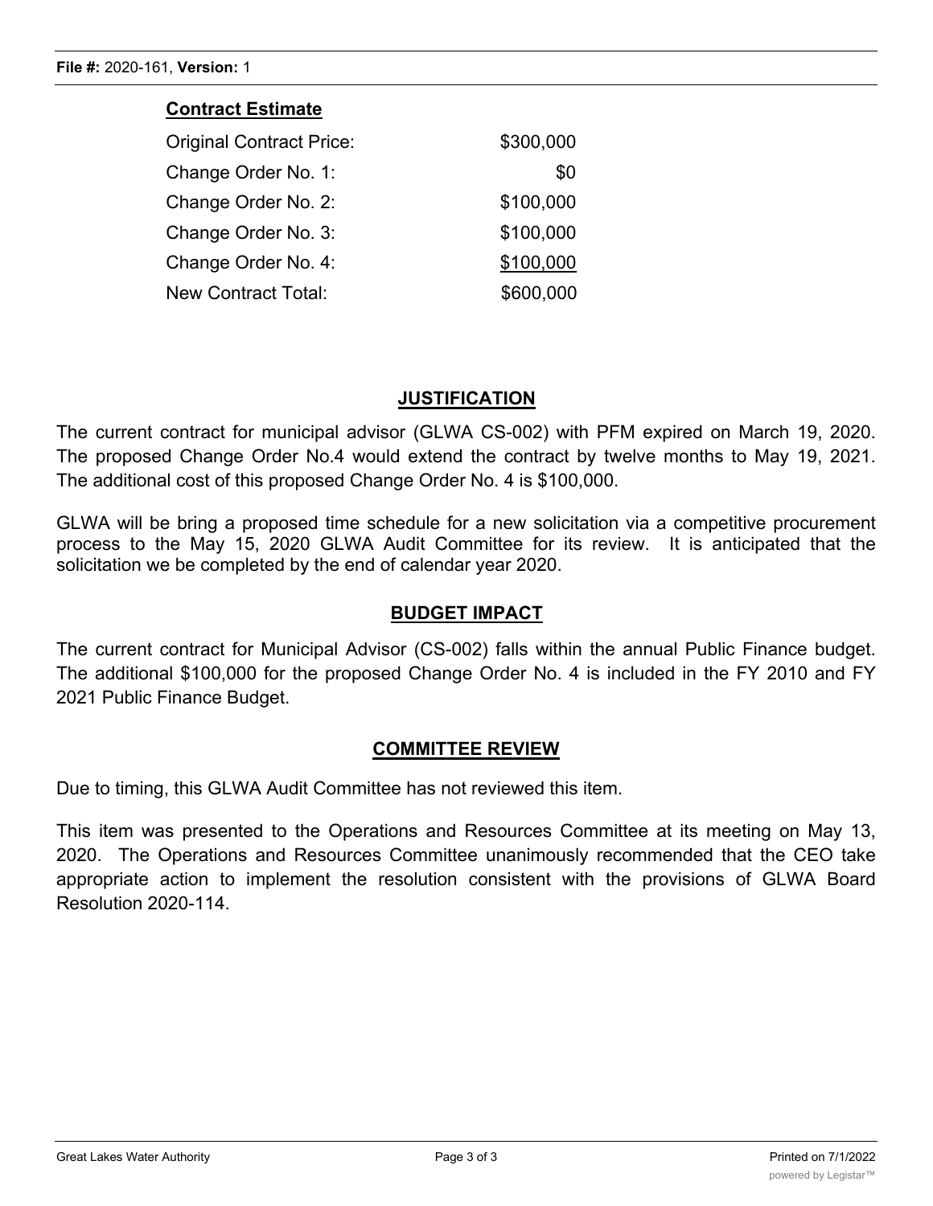**Contract Estimate**

| | |
|---|---|
| Original Contract Price: | \$300,000 |
| Change Order No. 1: | \$0 |
| Change Order No. 2: | \$100,000 |
| Change Order No. 3: | \$100,000 |
| Change Order No. 4: | \$100,000 |
| New Contract Total: | \$600,000 |

## JUSTIFICATION

The current contract for municipal advisor (GLWA CS-002) with PFM expired on March 19, 2020. The proposed Change Order No.4 would extend the contract by twelve months to May 19, 2021. The additional cost of this proposed Change Order No. 4 is \$100,000.

GLWA will be bring a proposed time schedule for a new solicitation via a competitive procurement process to the May 15, 2020 GLWA Audit Committee for its review. It is anticipated that the solicitation we be completed by the end of calendar year 2020.

## BUDGET IMPACT

The current contract for Municipal Advisor (CS-002) falls within the annual Public Finance budget. The additional \$100,000 for the proposed Change Order No. 4 is included in the FY 2010 and FY 2021 Public Finance Budget.

## COMMITTEE REVIEW

Due to timing, this GLWA Audit Committee has not reviewed this item.

This item was presented to the Operations and Resources Committee at its meeting on May 13, 2020. The Operations and Resources Committee unanimously recommended that the CEO take appropriate action to implement the resolution consistent with the provisions of GLWA Board Resolution 2020-114.